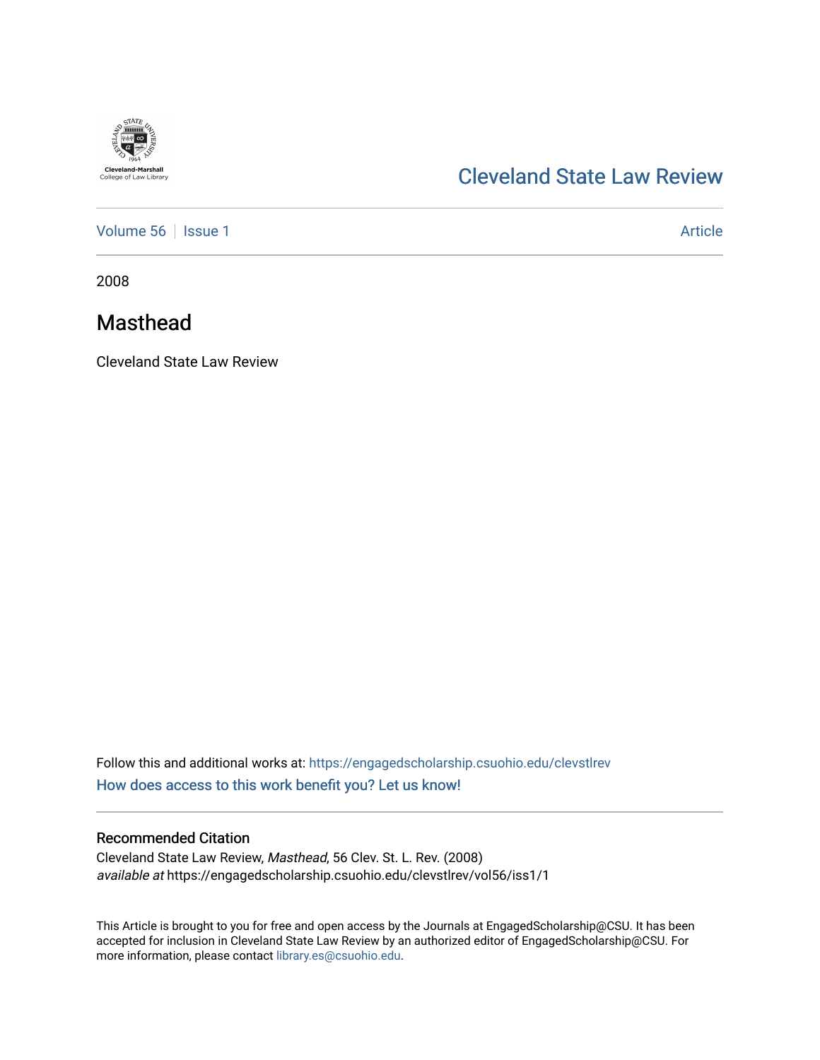Cleveland-Marshall College of Law Library

# Cleveland State Law Review

Volume 56 | Issue 1 Article

2008

## Masthead

Cleveland State Law Review

Follow this and additional works at: https://engagedscholarship.csuohio.edu/clevstlrev

How does access to this work benefit you? Let us know!

### Recommended Citation

Cleveland State Law Review, *Masthead*, 56 Clev. St. L. Rev. (2008)
*available at* https://engagedscholarship.csuohio.edu/clevstlrev/vol56/iss1/1

This Article is brought to you for free and open access by the Journals at EngagedScholarship@CSU. It has been accepted for inclusion in Cleveland State Law Review by an authorized editor of EngagedScholarship@CSU. For more information, please contact library.es@csuohio.edu.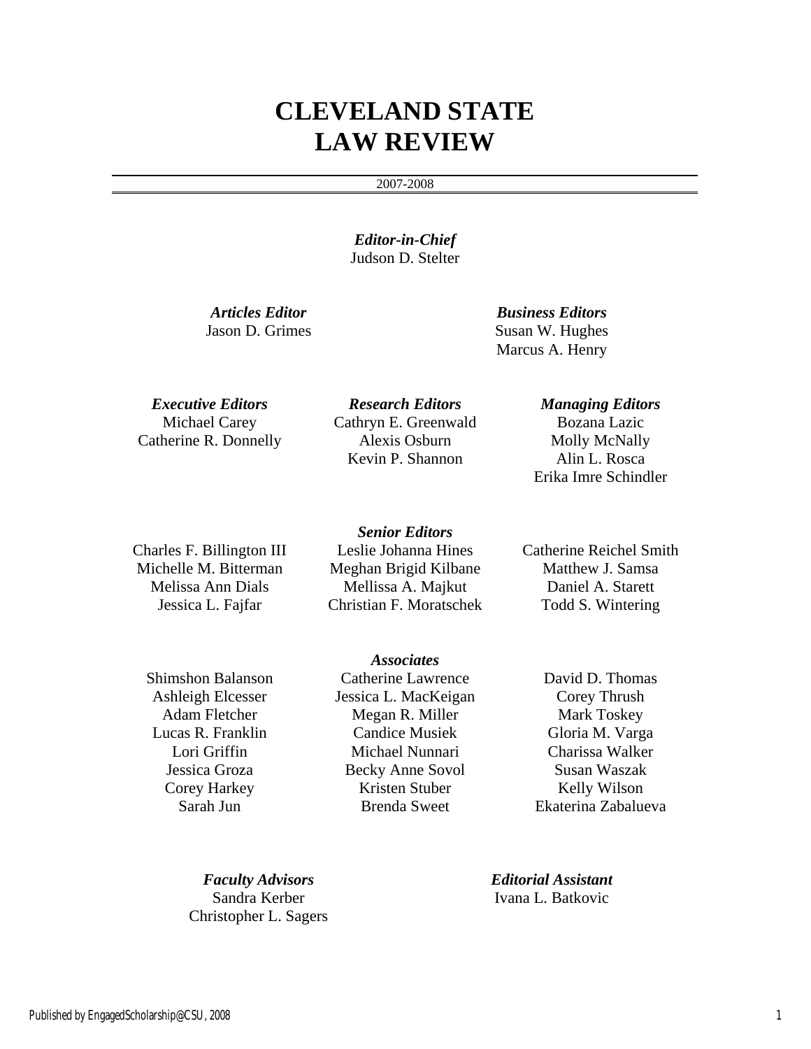# CLEVELAND STATE LAW REVIEW

2007-2008

***Editor-in-Chief***
Judson D. Stelter

***Articles Editor***
Jason D. Grimes

***Business Editors***
Susan W. Hughes
Marcus A. Henry

***Executive Editors***
Michael Carey
Catherine R. Donnelly

***Research Editors***
Cathryn E. Greenwald
Alexis Osburn
Kevin P. Shannon

***Managing Editors***
Bozana Lazic
Molly McNally
Alin L. Rosca
Erika Imre Schindler

***Senior Editors***

Charles F. Billington III
Michelle M. Bitterman
Melissa Ann Dials
Jessica L. Fajfar
Leslie Johanna Hines
Meghan Brigid Kilbane
Mellissa A. Majkut
Christian F. Moratschek
Catherine Reichel Smith
Matthew J. Samsa
Daniel A. Starett
Todd S. Wintering

***Associates***

Shimshon Balanson
Ashleigh Elcesser
Adam Fletcher
Lucas R. Franklin
Lori Griffin
Jessica Groza
Corey Harkey
Sarah Jun
Catherine Lawrence
Jessica L. MacKeigan
Megan R. Miller
Candice Musiek
Michael Nunnari
Becky Anne Sovol
Kristen Stuber
Brenda Sweet
David D. Thomas
Corey Thrush
Mark Toskey
Gloria M. Varga
Charissa Walker
Susan Waszak
Kelly Wilson
Ekaterina Zabalueva

***Faculty Advisors***
Sandra Kerber
Christopher L. Sagers

***Editorial Assistant***
Ivana L. Batkovic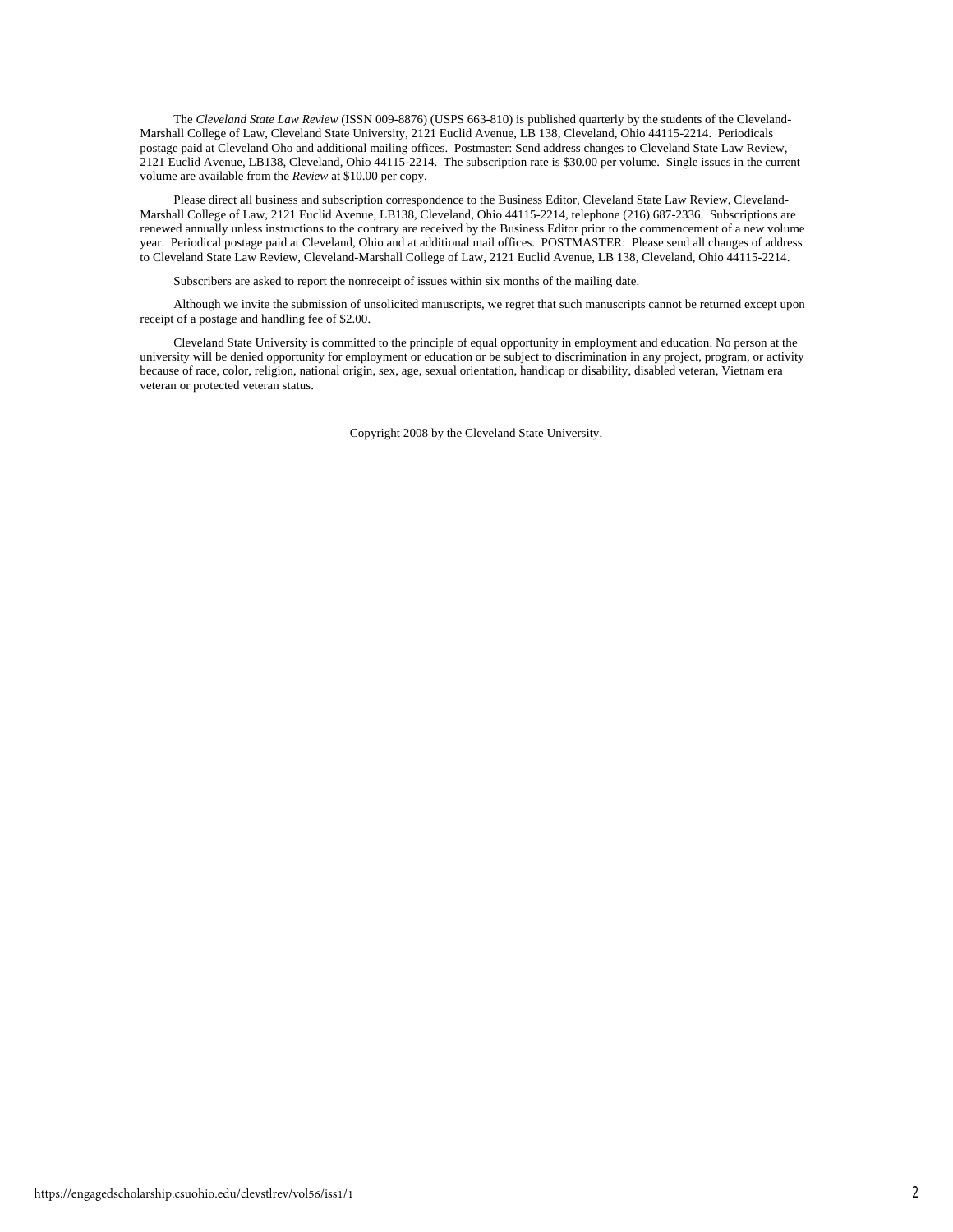The *Cleveland State Law Review* (ISSN 009-8876) (USPS 663-810) is published quarterly by the students of the Cleveland-Marshall College of Law, Cleveland State University, 2121 Euclid Avenue, LB 138, Cleveland, Ohio 44115-2214. Periodicals postage paid at Cleveland Oho and additional mailing offices. Postmaster: Send address changes to Cleveland State Law Review, 2121 Euclid Avenue, LB138, Cleveland, Ohio 44115-2214. The subscription rate is $30.00 per volume. Single issues in the current volume are available from the *Review* at $10.00 per copy.

Please direct all business and subscription correspondence to the Business Editor, Cleveland State Law Review, Cleveland-Marshall College of Law, 2121 Euclid Avenue, LB138, Cleveland, Ohio 44115-2214, telephone (216) 687-2336. Subscriptions are renewed annually unless instructions to the contrary are received by the Business Editor prior to the commencement of a new volume year. Periodical postage paid at Cleveland, Ohio and at additional mail offices. POSTMASTER: Please send all changes of address to Cleveland State Law Review, Cleveland-Marshall College of Law, 2121 Euclid Avenue, LB 138, Cleveland, Ohio 44115-2214.

Subscribers are asked to report the nonreceipt of issues within six months of the mailing date.

Although we invite the submission of unsolicited manuscripts, we regret that such manuscripts cannot be returned except upon receipt of a postage and handling fee of $2.00.

Cleveland State University is committed to the principle of equal opportunity in employment and education. No person at the university will be denied opportunity for employment or education or be subject to discrimination in any project, program, or activity because of race, color, religion, national origin, sex, age, sexual orientation, handicap or disability, disabled veteran, Vietnam era veteran or protected veteran status.

Copyright 2008 by the Cleveland State University.